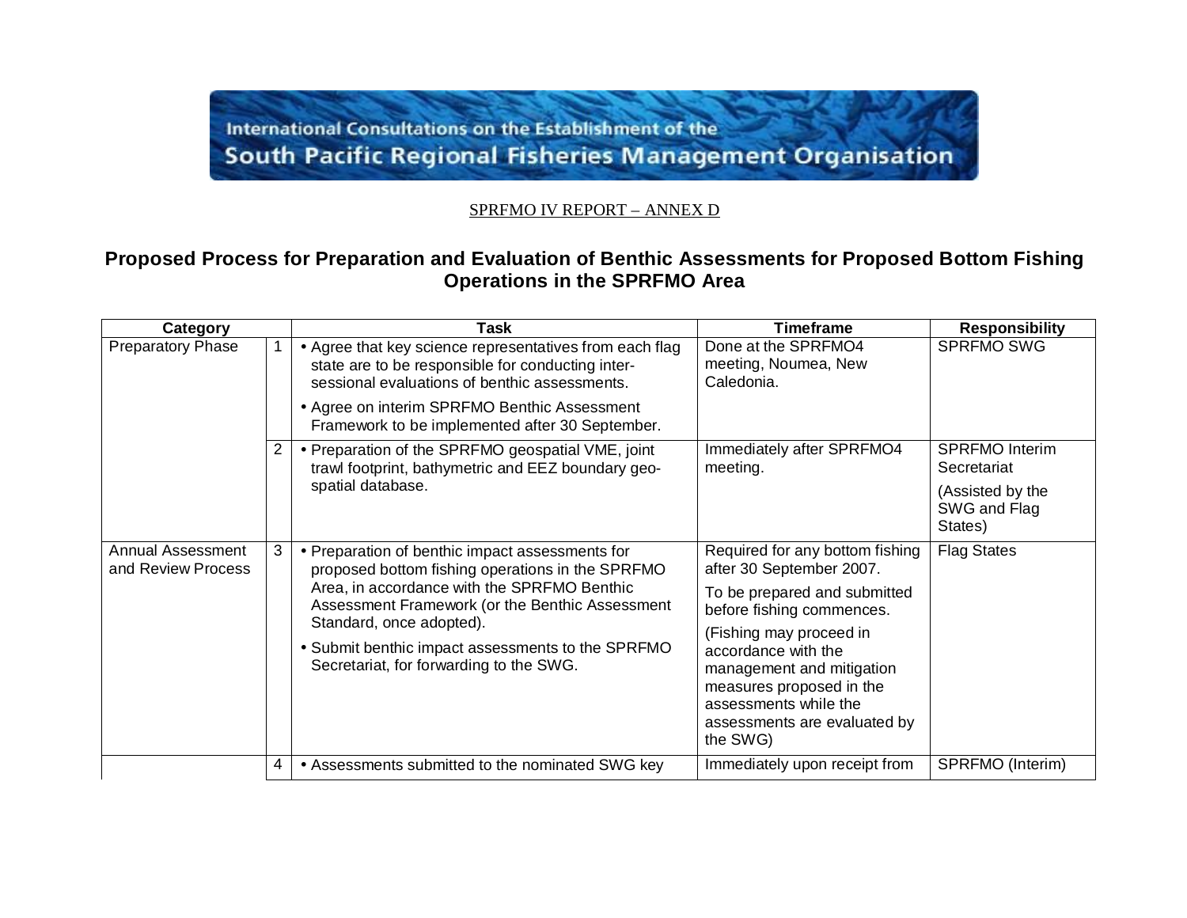International Consultations on the Establishment of the

South Pacific Regional Fisheries Management Organisation

SPRFMO IV REPORT – ANNEX D

## Proposed Process for Preparation and Evaluation of Benthic Assessments for Proposed Bottom Fishing Operations in the SPRFMO Area

| Category | | Task | Timeframe | Responsibility |
|---|---|---|---|---|
| Preparatory Phase | 1 | • Agree that key science representatives from each flag state are to be responsible for conducting inter-sessional evaluations of benthic assessments.<br>• Agree on interim SPRFMO Benthic Assessment Framework to be implemented after 30 September. | Done at the SPRFMO4 meeting, Noumea, New Caledonia. | SPRFMO SWG |
| | 2 | • Preparation of the SPRFMO geospatial VME, joint trawl footprint, bathymetric and EEZ boundary geo-spatial database. | Immediately after SPRFMO4 meeting. | SPRFMO Interim Secretariat<br>(Assisted by the SWG and Flag States) |
| Annual Assessment and Review Process | 3 | • Preparation of benthic impact assessments for proposed bottom fishing operations in the SPRFMO Area, in accordance with the SPRFMO Benthic Assessment Framework (or the Benthic Assessment Standard, once adopted).<br>• Submit benthic impact assessments to the SPRFMO Secretariat, for forwarding to the SWG. | Required for any bottom fishing after 30 September 2007.<br>To be prepared and submitted before fishing commences.<br>(Fishing may proceed in accordance with the management and mitigation measures proposed in the assessments while the assessments are evaluated by the SWG) | Flag States |
| | 4 | • Assessments submitted to the nominated SWG key | Immediately upon receipt from | SPRFMO (Interim) |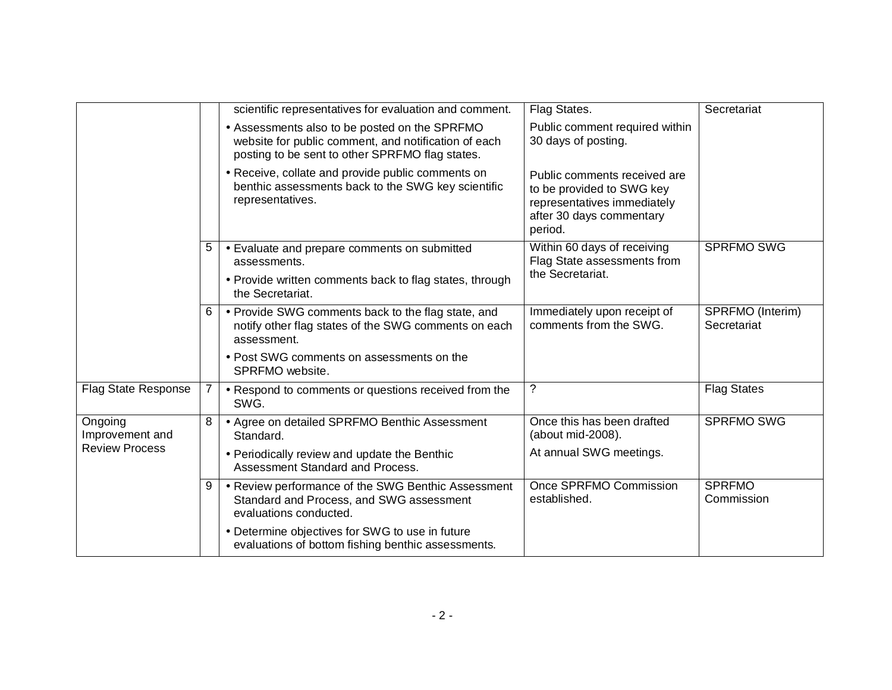| | | | | |
|---|---|---|---|---|
| | | scientific representatives for evaluation and comment.<br>• Assessments also to be posted on the SPRFMO website for public comment, and notification of each posting to be sent to other SPRFMO flag states.<br>• Receive, collate and provide public comments on benthic assessments back to the SWG key scientific representatives. | Flag States.<br>Public comment required within 30 days of posting.<br>Public comments received are to be provided to SWG key representatives immediately after 30 days commentary period. | Secretariat |
| | 5 | • Evaluate and prepare comments on submitted assessments.<br>• Provide written comments back to flag states, through the Secretariat. | Within 60 days of receiving Flag State assessments from the Secretariat. | SPRFMO SWG |
| | 6 | • Provide SWG comments back to the flag state, and notify other flag states of the SWG comments on each assessment.<br>• Post SWG comments on assessments on the SPRFMO website. | Immediately upon receipt of comments from the SWG. | SPRFMO (Interim) Secretariat |
| Flag State Response | 7 | • Respond to comments or questions received from the SWG. | ? | Flag States |
| Ongoing Improvement and Review Process | 8 | • Agree on detailed SPRFMO Benthic Assessment Standard.<br>• Periodically review and update the Benthic Assessment Standard and Process. | Once this has been drafted (about mid-2008).<br>At annual SWG meetings. | SPRFMO SWG |
| | 9 | • Review performance of the SWG Benthic Assessment Standard and Process, and SWG assessment evaluations conducted.<br>• Determine objectives for SWG to use in future evaluations of bottom fishing benthic assessments. | Once SPRFMO Commission established. | SPRFMO Commission |